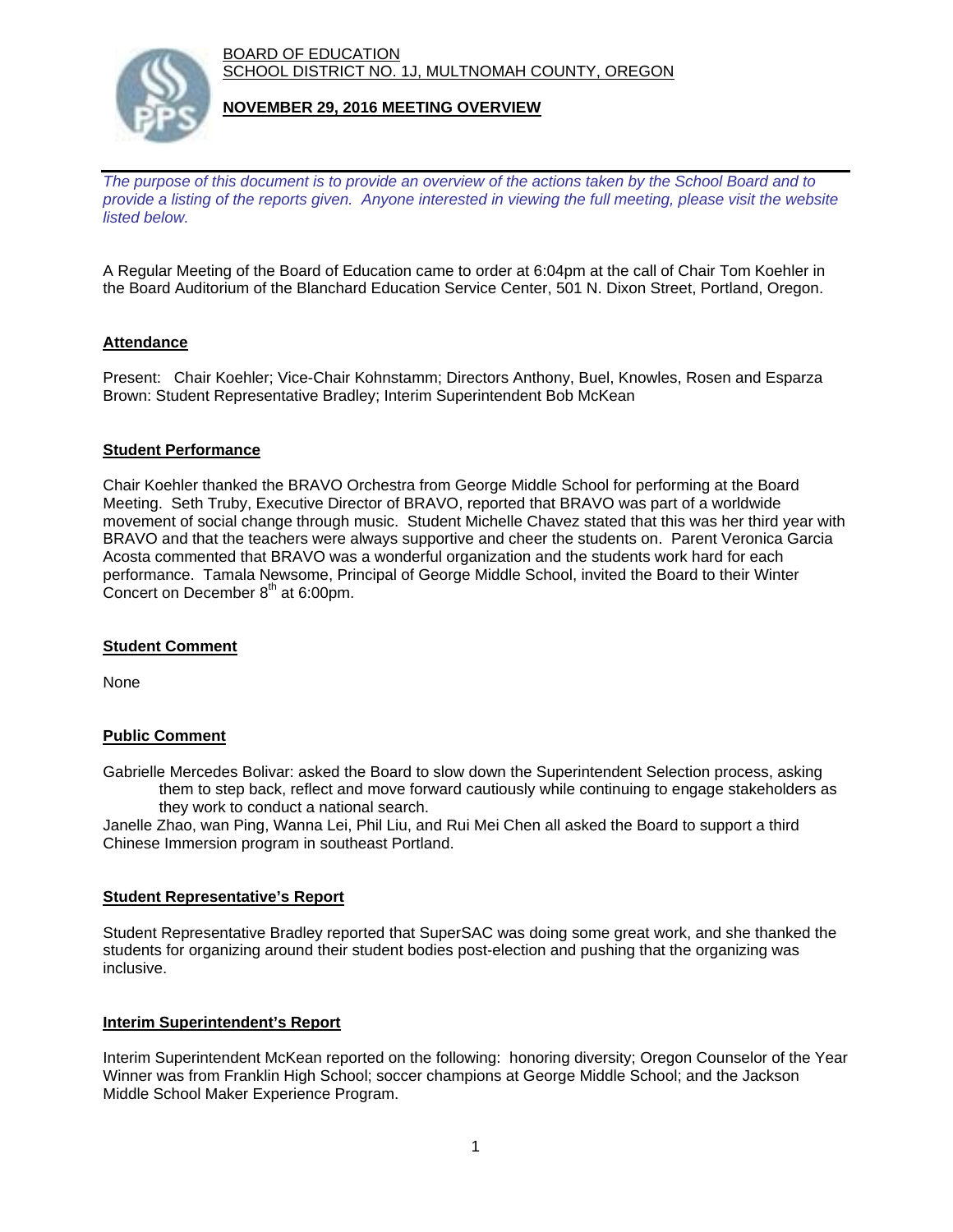BOARD OF EDUCATION
SCHOOL DISTRICT NO. 1J, MULTNOMAH COUNTY, OREGON

**NOVEMBER 29, 2016 MEETING OVERVIEW**

*The purpose of this document is to provide an overview of the actions taken by the School Board and to provide a listing of the reports given. Anyone interested in viewing the full meeting, please visit the website listed below.*

A Regular Meeting of the Board of Education came to order at 6:04pm at the call of Chair Tom Koehler in the Board Auditorium of the Blanchard Education Service Center, 501 N. Dixon Street, Portland, Oregon.

## Attendance

Present: Chair Koehler; Vice-Chair Kohnstamm; Directors Anthony, Buel, Knowles, Rosen and Esparza Brown: Student Representative Bradley; Interim Superintendent Bob McKean

## Student Performance

Chair Koehler thanked the BRAVO Orchestra from George Middle School for performing at the Board Meeting. Seth Truby, Executive Director of BRAVO, reported that BRAVO was part of a worldwide movement of social change through music. Student Michelle Chavez stated that this was her third year with BRAVO and that the teachers were always supportive and cheer the students on. Parent Veronica Garcia Acosta commented that BRAVO was a wonderful organization and the students work hard for each performance. Tamala Newsome, Principal of George Middle School, invited the Board to their Winter Concert on December 8th at 6:00pm.

## Student Comment

None

## Public Comment

Gabrielle Mercedes Bolivar: asked the Board to slow down the Superintendent Selection process, asking them to step back, reflect and move forward cautiously while continuing to engage stakeholders as they work to conduct a national search.

Janelle Zhao, wan Ping, Wanna Lei, Phil Liu, and Rui Mei Chen all asked the Board to support a third Chinese Immersion program in southeast Portland.

## Student Representative's Report

Student Representative Bradley reported that SuperSAC was doing some great work, and she thanked the students for organizing around their student bodies post-election and pushing that the organizing was inclusive.

## Interim Superintendent's Report

Interim Superintendent McKean reported on the following: honoring diversity; Oregon Counselor of the Year Winner was from Franklin High School; soccer champions at George Middle School; and the Jackson Middle School Maker Experience Program.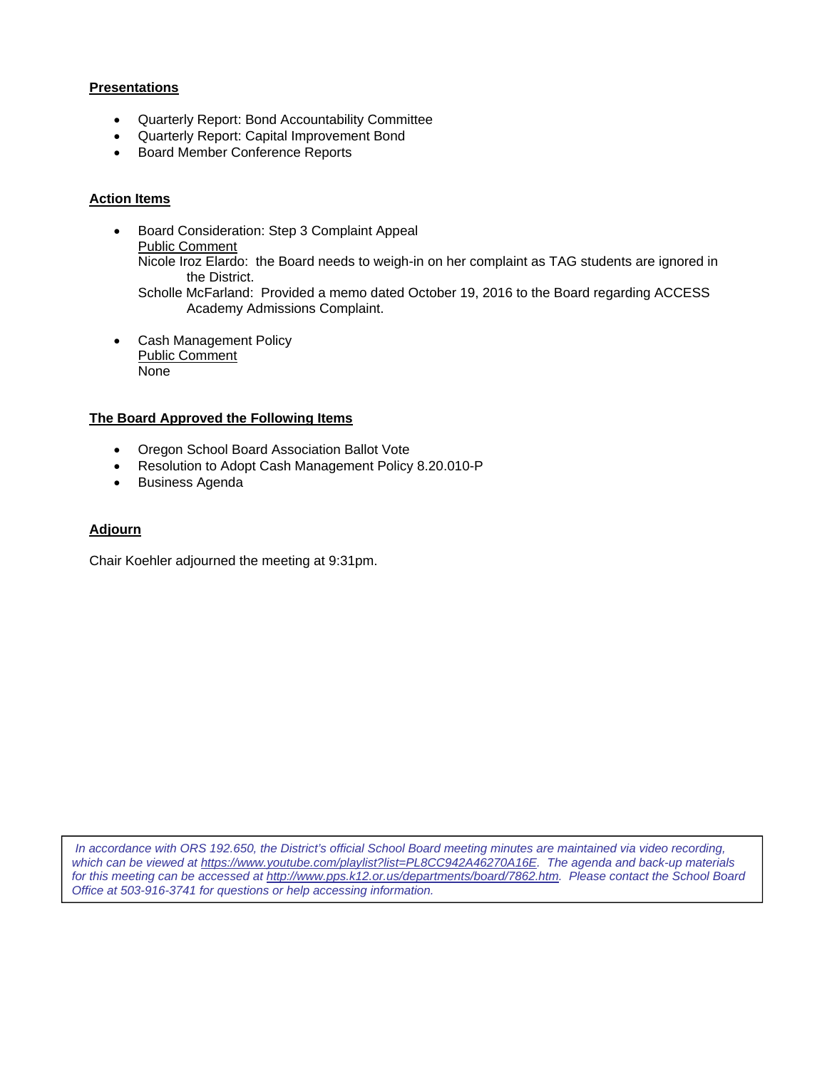## Presentations

- Quarterly Report: Bond Accountability Committee
- Quarterly Report: Capital Improvement Bond
- Board Member Conference Reports

## Action Items

- Board Consideration: Step 3 Complaint Appeal
  Public Comment
  Nicole Iroz Elardo: the Board needs to weigh-in on her complaint as TAG students are ignored in the District.
  Scholle McFarland: Provided a memo dated October 19, 2016 to the Board regarding ACCESS Academy Admissions Complaint.

- Cash Management Policy
  Public Comment
  None

## The Board Approved the Following Items

- Oregon School Board Association Ballot Vote
- Resolution to Adopt Cash Management Policy 8.20.010-P
- Business Agenda

## Adjourn

Chair Koehler adjourned the meeting at 9:31pm.

*In accordance with ORS 192.650, the District's official School Board meeting minutes are maintained via video recording, which can be viewed at https://www.youtube.com/playlist?list=PL8CC942A46270A16E. The agenda and back-up materials for this meeting can be accessed at http://www.pps.k12.or.us/departments/board/7862.htm. Please contact the School Board Office at 503-916-3741 for questions or help accessing information.*